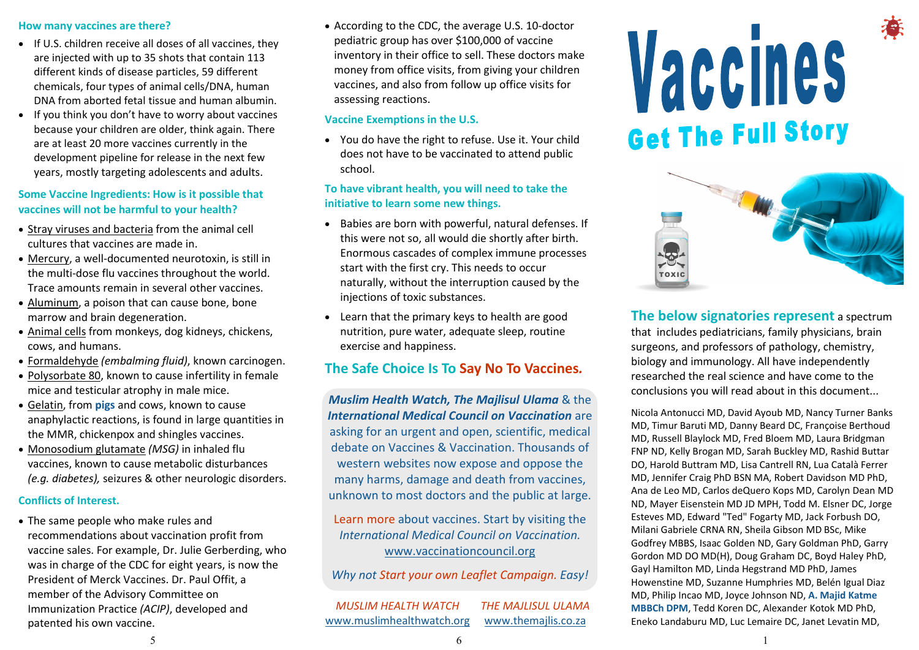### How many vaccines are there?

- If U.S. children receive all doses of all vaccines, they are injected with up to 35 shots that contain 113 different kinds of disease particles, 59 different chemicals, four types of animal cells/DNA, human DNA from aborted fetal tissue and human albumin.
- If you think you don't have to worry about vaccines because your children are older, think again. There are at least 20 more vaccines currently in the development pipeline for release in the next few years, mostly targeting adolescents and adults.

### Some Vaccine Ingredients: How is it possible that vaccines will not be harmful to your health?

- Stray viruses and bacteria from the animal cell cultures that vaccines are made in.
- Mercury, a well-documented neurotoxin, is still in the multi-dose flu vaccines throughout the world. Trace amounts remain in several other vaccines.
- Aluminum, a poison that can cause bone, bone marrow and brain degeneration.
- Animal cells from monkeys, dog kidneys, chickens, cows, and humans.
- Formaldehyde *(embalming fluid)*, known carcinogen.
- Polysorbate 80, known to cause infertility in female mice and testicular atrophy in male mice.
- Gelatin, from **pigs** and cows, known to cause anaphylactic reactions, is found in large quantities in the MMR, chickenpox and shingles vaccines.
- Monosodium glutamate *(MSG)* in inhaled flu vaccines, known to cause metabolic disturbances *(e.g. diabetes),* seizures & other neurologic disorders.

### Conflicts of Interest.

- The same people who make rules and recommendations about vaccination profit from vaccine sales. For example, Dr. Julie Gerberding, who was in charge of the CDC for eight years, is now the President of Merck Vaccines. Dr. Paul Offit, a member of the Advisory Committee on Immunization Practice *(ACIP)*, developed and patented his own vaccine.
- According to the CDC, the average U.S. 10-doctor pediatric group has over $100,000 of vaccine inventory in their office to sell. These doctors make money from office visits, from giving your children vaccines, and also from follow up office visits for assessing reactions.

### Vaccine Exemptions in the U.S.

- You do have the right to refuse. Use it. Your child does not have to be vaccinated to attend public school.

### To have vibrant health, you will need to take the initiative to learn some new things.

- Babies are born with powerful, natural defenses. If this were not so, all would die shortly after birth. Enormous cascades of complex immune processes start with the first cry. This needs to occur naturally, without the interruption caused by the injections of toxic substances.
- Learn that the primary keys to health are good nutrition, pure water, adequate sleep, routine exercise and happiness.

## The Safe Choice Is To Say No To Vaccines.

***Muslim Health Watch, The Majlisul Ulama*** & the ***International Medical Council on Vaccination*** are asking for an urgent and open, scientific, medical debate on Vaccines & Vaccination. Thousands of western websites now expose and oppose the many harms, damage and death from vaccines, unknown to most doctors and the public at large.

Learn more about vaccines. Start by visiting the *International Medical Council on Vaccination.* www.vaccinationcouncil.org

*Why not Start your own Leaflet Campaign. Easy!*

*MUSLIM HEALTH WATCH* www.muslimhealthwatch.org

*THE MAJLISUL ULAMA* www.themajlis.co.za

# Vaccines

## Get The Full Story

**The below signatories represent** a spectrum that includes pediatricians, family physicians, brain surgeons, and professors of pathology, chemistry, biology and immunology. All have independently researched the real science and have come to the conclusions you will read about in this document...

Nicola Antonucci MD, David Ayoub MD, Nancy Turner Banks MD, Timur Baruti MD, Danny Beard DC, Françoise Berthoud MD, Russell Blaylock MD, Fred Bloem MD, Laura Bridgman FNP ND, Kelly Brogan MD, Sarah Buckley MD, Rashid Buttar DO, Harold Buttram MD, Lisa Cantrell RN, Lua Català Ferrer MD, Jennifer Craig PhD BSN MA, Robert Davidson MD PhD, Ana de Leo MD, Carlos deQuero Kops MD, Carolyn Dean MD ND, Mayer Eisenstein MD JD MPH, Todd M. Elsner DC, Jorge Esteves MD, Edward "Ted" Fogarty MD, Jack Forbush DO, Milani Gabriele CRNA RN, Sheila Gibson MD BSc, Mike Godfrey MBBS, Isaac Golden ND, Gary Goldman PhD, Garry Gordon MD DO MD(H), Doug Graham DC, Boyd Haley PhD, Gayl Hamilton MD, Linda Hegstrand MD PhD, James Howenstine MD, Suzanne Humphries MD, Belén Igual Diaz MD, Philip Incao MD, Joyce Johnson ND, **A. Majid Katme MBBCh DPM**, Tedd Koren DC, Alexander Kotok MD PhD, Eneko Landaburu MD, Luc Lemaire DC, Janet Levatin MD,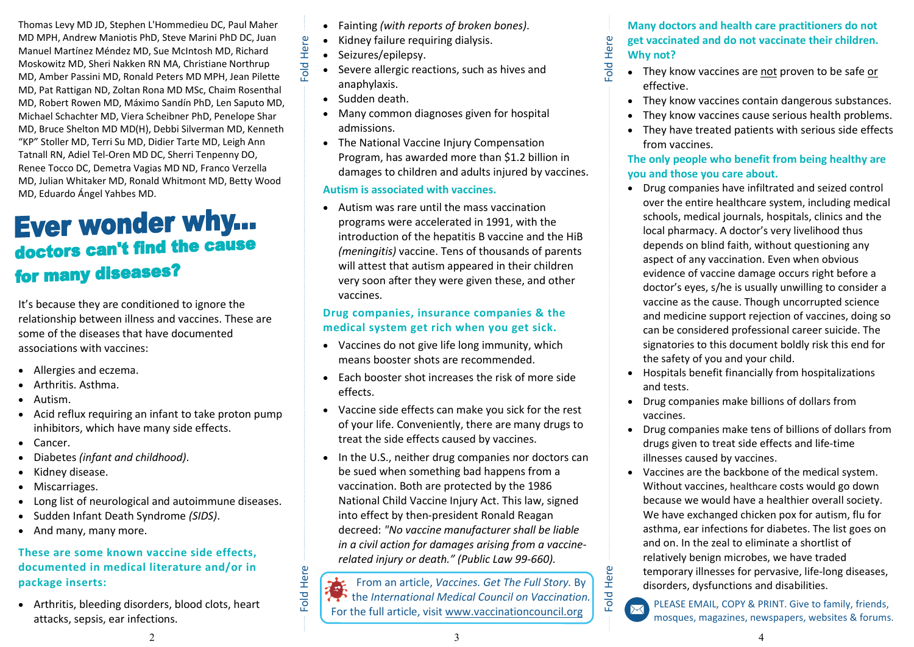Thomas Levy MD JD, Stephen L'Hommedieu DC, Paul Maher MD MPH, Andrew Maniotis PhD, Steve Marini PhD DC, Juan Manuel Martínez Méndez MD, Sue McIntosh MD, Richard Moskowitz MD, Sheri Nakken RN MA, Christiane Northrup MD, Amber Passini MD, Ronald Peters MD MPH, Jean Pilette MD, Pat Rattigan ND, Zoltan Rona MD MSc, Chaim Rosenthal MD, Robert Rowen MD, Máximo Sandín PhD, Len Saputo MD, Michael Schachter MD, Viera Scheibner PhD, Penelope Shar MD, Bruce Shelton MD MD(H), Debbi Silverman MD, Kenneth "KP" Stoller MD, Terri Su MD, Didier Tarte MD, Leigh Ann Tatnall RN, Adiel Tel-Oren MD DC, Sherri Tenpenny DO, Renee Tocco DC, Demetra Vagias MD ND, Franco Verzella MD, Julian Whitaker MD, Ronald Whitmont MD, Betty Wood MD, Eduardo Ángel Yahbes MD.

# Ever wonder why...

## doctors can't find the cause for many diseases?

It's because they are conditioned to ignore the relationship between illness and vaccines. These are some of the diseases that have documented associations with vaccines:

- Allergies and eczema.
- Arthritis. Asthma.
- Autism.
- Acid reflux requiring an infant to take proton pump inhibitors, which have many side effects.
- Cancer.
- Diabetes *(infant and childhood)*.
- Kidney disease.
- Miscarriages.
- Long list of neurological and autoimmune diseases.
- Sudden Infant Death Syndrome *(SIDS)*.
- And many, many more.

### These are some known vaccine side effects, documented in medical literature and/or in package inserts:

- Arthritis, bleeding disorders, blood clots, heart attacks, sepsis, ear infections.
- Fainting *(with reports of broken bones)*.
- Kidney failure requiring dialysis.
- Seizures/epilepsy.
- Severe allergic reactions, such as hives and anaphylaxis.
- Sudden death.
- Many common diagnoses given for hospital admissions.
- The National Vaccine Injury Compensation Program, has awarded more than $1.2 billion in damages to children and adults injured by vaccines.

### Autism is associated with vaccines.

- Autism was rare until the mass vaccination programs were accelerated in 1991, with the introduction of the hepatitis B vaccine and the HiB *(meningitis)* vaccine. Tens of thousands of parents will attest that autism appeared in their children very soon after they were given these, and other vaccines.

### Drug companies, insurance companies & the medical system get rich when you get sick.

- Vaccines do not give life long immunity, which means booster shots are recommended.
- Each booster shot increases the risk of more side effects.
- Vaccine side effects can make you sick for the rest of your life. Conveniently, there are many drugs to treat the side effects caused by vaccines.
- In the U.S., neither drug companies nor doctors can be sued when something bad happens from a vaccination. Both are protected by the 1986 National Child Vaccine Injury Act. This law, signed into effect by then-president Ronald Reagan decreed: *"No vaccine manufacturer shall be liable in a civil action for damages arising from a vaccine-related injury or death." (Public Law 99-660).*

From an article, *Vaccines. Get The Full Story.* By the *International Medical Council on Vaccination.* For the full article, visit www.vaccinationcouncil.org

### Many doctors and health care practitioners do not get vaccinated and do not vaccinate their children. Why not?

- They know vaccines are not proven to be safe or effective.
- They know vaccines contain dangerous substances.
- They know vaccines cause serious health problems.
- They have treated patients with serious side effects from vaccines.

### The only people who benefit from being healthy are you and those you care about.

- Drug companies have infiltrated and seized control over the entire healthcare system, including medical schools, medical journals, hospitals, clinics and the local pharmacy. A doctor's very livelihood thus depends on blind faith, without questioning any aspect of any vaccination. Even when obvious evidence of vaccine damage occurs right before a doctor's eyes, s/he is usually unwilling to consider a vaccine as the cause. Though uncorrupted science and medicine support rejection of vaccines, doing so can be considered professional career suicide. The signatories to this document boldly risk this end for the safety of you and your child.
- Hospitals benefit financially from hospitalizations and tests.
- Drug companies make billions of dollars from vaccines.
- Drug companies make tens of billions of dollars from drugs given to treat side effects and life-time illnesses caused by vaccines.
- Vaccines are the backbone of the medical system. Without vaccines, healthcare costs would go down because we would have a healthier overall society. We have exchanged chicken pox for autism, flu for asthma, ear infections for diabetes. The list goes on and on. In the zeal to eliminate a shortlist of relatively benign microbes, we have traded temporary illnesses for pervasive, life-long diseases, disorders, dysfunctions and disabilities.

PLEASE EMAIL, COPY & PRINT. Give to family, friends, mosques, magazines, newspapers, websites & forums.